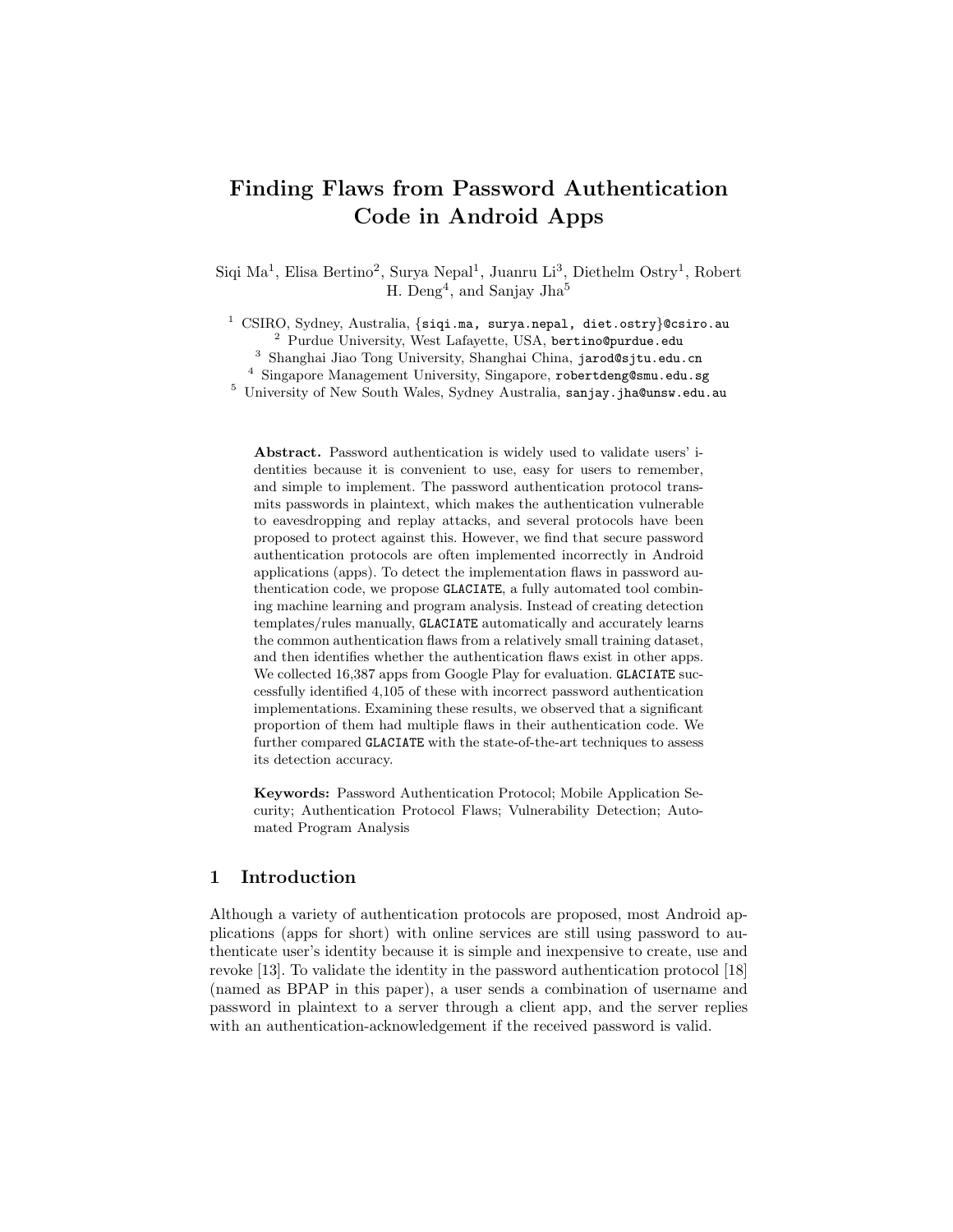# Finding Flaws from Password Authentication Code in Android Apps

Siqi Ma[1], Elisa Bertino[2], Surya Nepal[1], Juanru Li[3], Diethelm Ostry[1], Robert H. Deng[4], and Sanjay Jha[5]

[1] CSIRO, Sydney, Australia, {siqi.ma, surya.nepal, diet.ostry}@csiro.au
[2] Purdue University, West Lafayette, USA, bertino@purdue.edu
[3] Shanghai Jiao Tong University, Shanghai China, jarod@sjtu.edu.cn
[4] Singapore Management University, Singapore, robertdeng@smu.edu.sg
[5] University of New South Wales, Sydney Australia, sanjay.jha@unsw.edu.au

**Abstract.** Password authentication is widely used to validate users' identities because it is convenient to use, easy for users to remember, and simple to implement. The password authentication protocol transmits passwords in plaintext, which makes the authentication vulnerable to eavesdropping and replay attacks, and several protocols have been proposed to protect against this. However, we find that secure password authentication protocols are often implemented incorrectly in Android applications (apps). To detect the implementation flaws in password authentication code, we propose GLACIATE, a fully automated tool combining machine learning and program analysis. Instead of creating detection templates/rules manually, GLACIATE automatically and accurately learns the common authentication flaws from a relatively small training dataset, and then identifies whether the authentication flaws exist in other apps. We collected 16,387 apps from Google Play for evaluation. GLACIATE successfully identified 4,105 of these with incorrect password authentication implementations. Examining these results, we observed that a significant proportion of them had multiple flaws in their authentication code. We further compared GLACIATE with the state-of-the-art techniques to assess its detection accuracy.

**Keywords:** Password Authentication Protocol; Mobile Application Security; Authentication Protocol Flaws; Vulnerability Detection; Automated Program Analysis

## 1 Introduction

Although a variety of authentication protocols are proposed, most Android applications (apps for short) with online services are still using password to authenticate user's identity because it is simple and inexpensive to create, use and revoke [13]. To validate the identity in the password authentication protocol [18] (named as BPAP in this paper), a user sends a combination of username and password in plaintext to a server through a client app, and the server replies with an authentication-acknowledgement if the received password is valid.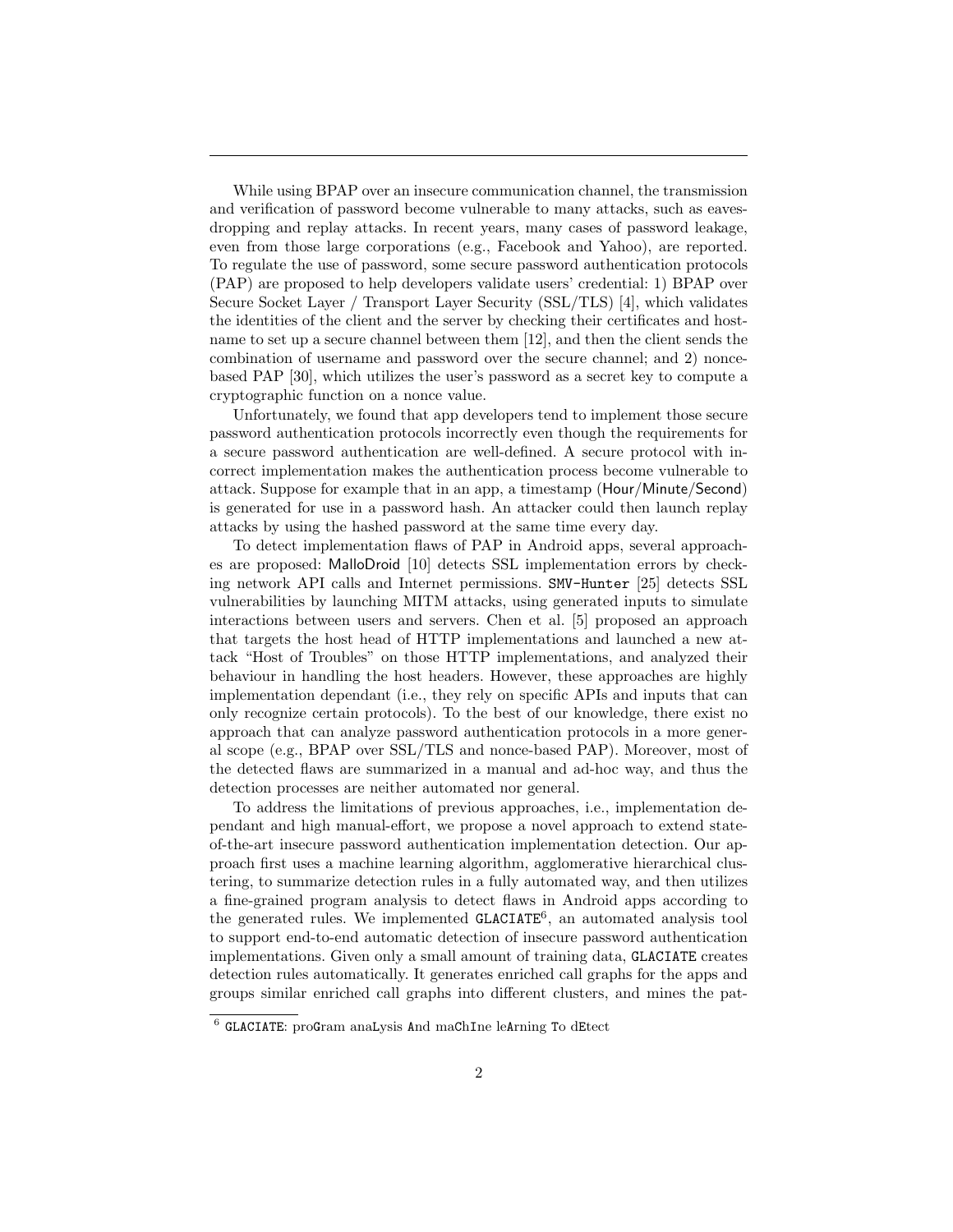While using BPAP over an insecure communication channel, the transmission and verification of password become vulnerable to many attacks, such as eavesdropping and replay attacks. In recent years, many cases of password leakage, even from those large corporations (e.g., Facebook and Yahoo), are reported. To regulate the use of password, some secure password authentication protocols (PAP) are proposed to help developers validate users' credential: 1) BPAP over Secure Socket Layer / Transport Layer Security (SSL/TLS) [4], which validates the identities of the client and the server by checking their certificates and hostname to set up a secure channel between them [12], and then the client sends the combination of username and password over the secure channel; and 2) nonce-based PAP [30], which utilizes the user's password as a secret key to compute a cryptographic function on a nonce value.

Unfortunately, we found that app developers tend to implement those secure password authentication protocols incorrectly even though the requirements for a secure password authentication are well-defined. A secure protocol with incorrect implementation makes the authentication process become vulnerable to attack. Suppose for example that in an app, a timestamp (Hour/Minute/Second) is generated for use in a password hash. An attacker could then launch replay attacks by using the hashed password at the same time every day.

To detect implementation flaws of PAP in Android apps, several approaches are proposed: MalloDroid [10] detects SSL implementation errors by checking network API calls and Internet permissions. `SMV-Hunter` [25] detects SSL vulnerabilities by launching MITM attacks, using generated inputs to simulate interactions between users and servers. Chen et al. [5] proposed an approach that targets the host head of HTTP implementations and launched a new attack "Host of Troubles" on those HTTP implementations, and analyzed their behaviour in handling the host headers. However, these approaches are highly implementation dependant (i.e., they rely on specific APIs and inputs that can only recognize certain protocols). To the best of our knowledge, there exist no approach that can analyze password authentication protocols in a more general scope (e.g., BPAP over SSL/TLS and nonce-based PAP). Moreover, most of the detected flaws are summarized in a manual and ad-hoc way, and thus the detection processes are neither automated nor general.

To address the limitations of previous approaches, i.e., implementation dependant and high manual-effort, we propose a novel approach to extend state-of-the-art insecure password authentication implementation detection. Our approach first uses a machine learning algorithm, agglomerative hierarchical clustering, to summarize detection rules in a fully automated way, and then utilizes a fine-grained program analysis to detect flaws in Android apps according to the generated rules. We implemented `GLACIATE`[6], an automated analysis tool to support end-to-end automatic detection of insecure password authentication implementations. Given only a small amount of training data, `GLACIATE` creates detection rules automatically. It generates enriched call graphs for the apps and groups similar enriched call graphs into different clusters, and mines the pat-

[6] `GLACIATE`: proGram anaLysis And maChIne leArning To dEtect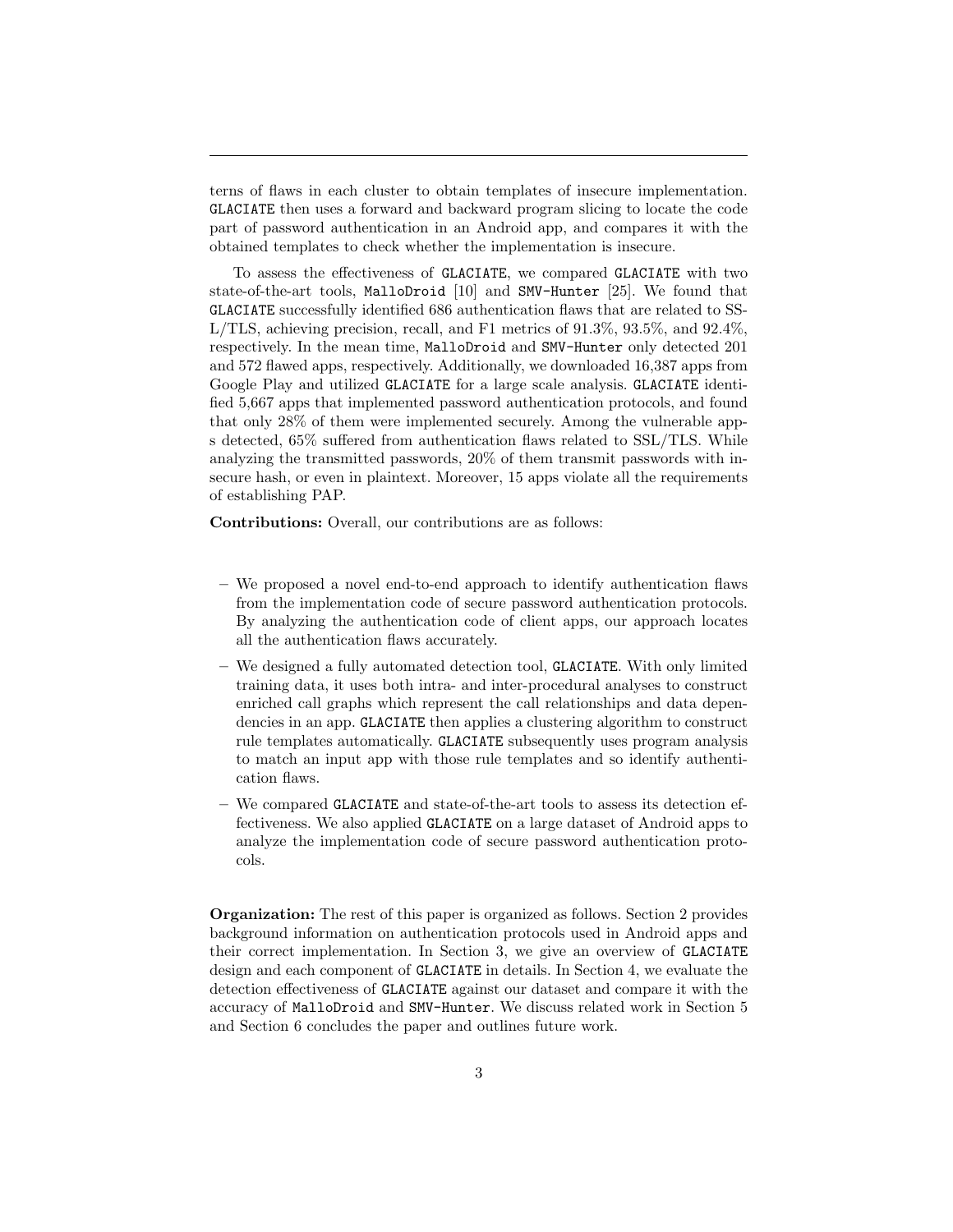terns of flaws in each cluster to obtain templates of insecure implementation. `GLACIATE` then uses a forward and backward program slicing to locate the code part of password authentication in an Android app, and compares it with the obtained templates to check whether the implementation is insecure.

To assess the effectiveness of `GLACIATE`, we compared `GLACIATE` with two state-of-the-art tools, `MalloDroid` [10] and `SMV-Hunter` [25]. We found that `GLACIATE` successfully identified 686 authentication flaws that are related to SSL/TLS, achieving precision, recall, and F1 metrics of 91.3%, 93.5%, and 92.4%, respectively. In the mean time, `MalloDroid` and `SMV-Hunter` only detected 201 and 572 flawed apps, respectively. Additionally, we downloaded 16,387 apps from Google Play and utilized `GLACIATE` for a large scale analysis. `GLACIATE` identified 5,667 apps that implemented password authentication protocols, and found that only 28% of them were implemented securely. Among the vulnerable apps detected, 65% suffered from authentication flaws related to SSL/TLS. While analyzing the transmitted passwords, 20% of them transmit passwords with insecure hash, or even in plaintext. Moreover, 15 apps violate all the requirements of establishing PAP.

**Contributions:** Overall, our contributions are as follows:

- We proposed a novel end-to-end approach to identify authentication flaws from the implementation code of secure password authentication protocols. By analyzing the authentication code of client apps, our approach locates all the authentication flaws accurately.
- We designed a fully automated detection tool, `GLACIATE`. With only limited training data, it uses both intra- and inter-procedural analyses to construct enriched call graphs which represent the call relationships and data dependencies in an app. `GLACIATE` then applies a clustering algorithm to construct rule templates automatically. `GLACIATE` subsequently uses program analysis to match an input app with those rule templates and so identify authentication flaws.
- We compared `GLACIATE` and state-of-the-art tools to assess its detection effectiveness. We also applied `GLACIATE` on a large dataset of Android apps to analyze the implementation code of secure password authentication protocols.

**Organization:** The rest of this paper is organized as follows. Section 2 provides background information on authentication protocols used in Android apps and their correct implementation. In Section 3, we give an overview of `GLACIATE` design and each component of `GLACIATE` in details. In Section 4, we evaluate the detection effectiveness of `GLACIATE` against our dataset and compare it with the accuracy of `MalloDroid` and `SMV-Hunter`. We discuss related work in Section 5 and Section 6 concludes the paper and outlines future work.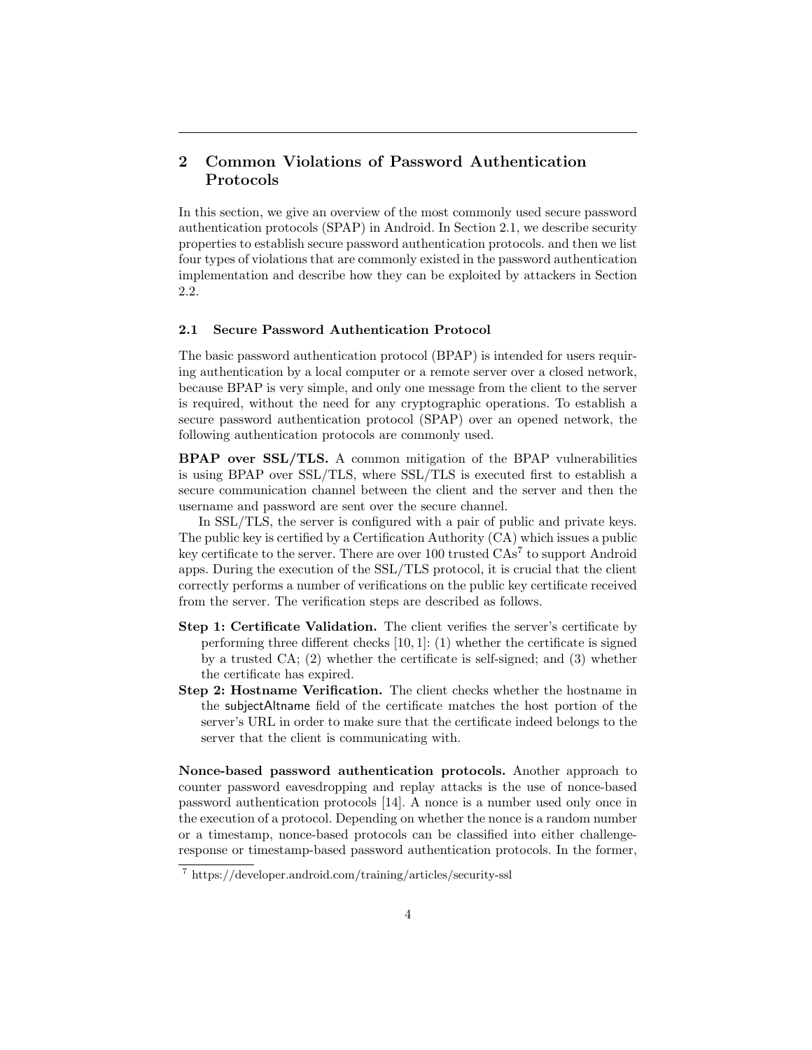## 2 Common Violations of Password Authentication Protocols

In this section, we give an overview of the most commonly used secure password authentication protocols (SPAP) in Android. In Section 2.1, we describe security properties to establish secure password authentication protocols. and then we list four types of violations that are commonly existed in the password authentication implementation and describe how they can be exploited by attackers in Section 2.2.

### 2.1 Secure Password Authentication Protocol

The basic password authentication protocol (BPAP) is intended for users requiring authentication by a local computer or a remote server over a closed network, because BPAP is very simple, and only one message from the client to the server is required, without the need for any cryptographic operations. To establish a secure password authentication protocol (SPAP) over an opened network, the following authentication protocols are commonly used.

**BPAP over SSL/TLS.** A common mitigation of the BPAP vulnerabilities is using BPAP over SSL/TLS, where SSL/TLS is executed first to establish a secure communication channel between the client and the server and then the username and password are sent over the secure channel.

In SSL/TLS, the server is configured with a pair of public and private keys. The public key is certified by a Certification Authority (CA) which issues a public key certificate to the server. There are over 100 trusted CAs[7] to support Android apps. During the execution of the SSL/TLS protocol, it is crucial that the client correctly performs a number of verifications on the public key certificate received from the server. The verification steps are described as follows.

- **Step 1: Certificate Validation.** The client verifies the server's certificate by performing three different checks [10, 1]: (1) whether the certificate is signed by a trusted CA; (2) whether the certificate is self-signed; and (3) whether the certificate has expired.
- **Step 2: Hostname Verification.** The client checks whether the hostname in the subjectAltname field of the certificate matches the host portion of the server's URL in order to make sure that the certificate indeed belongs to the server that the client is communicating with.

**Nonce-based password authentication protocols.** Another approach to counter password eavesdropping and replay attacks is the use of nonce-based password authentication protocols [14]. A nonce is a number used only once in the execution of a protocol. Depending on whether the nonce is a random number or a timestamp, nonce-based protocols can be classified into either challenge-response or timestamp-based password authentication protocols. In the former,

[7] https://developer.android.com/training/articles/security-ssl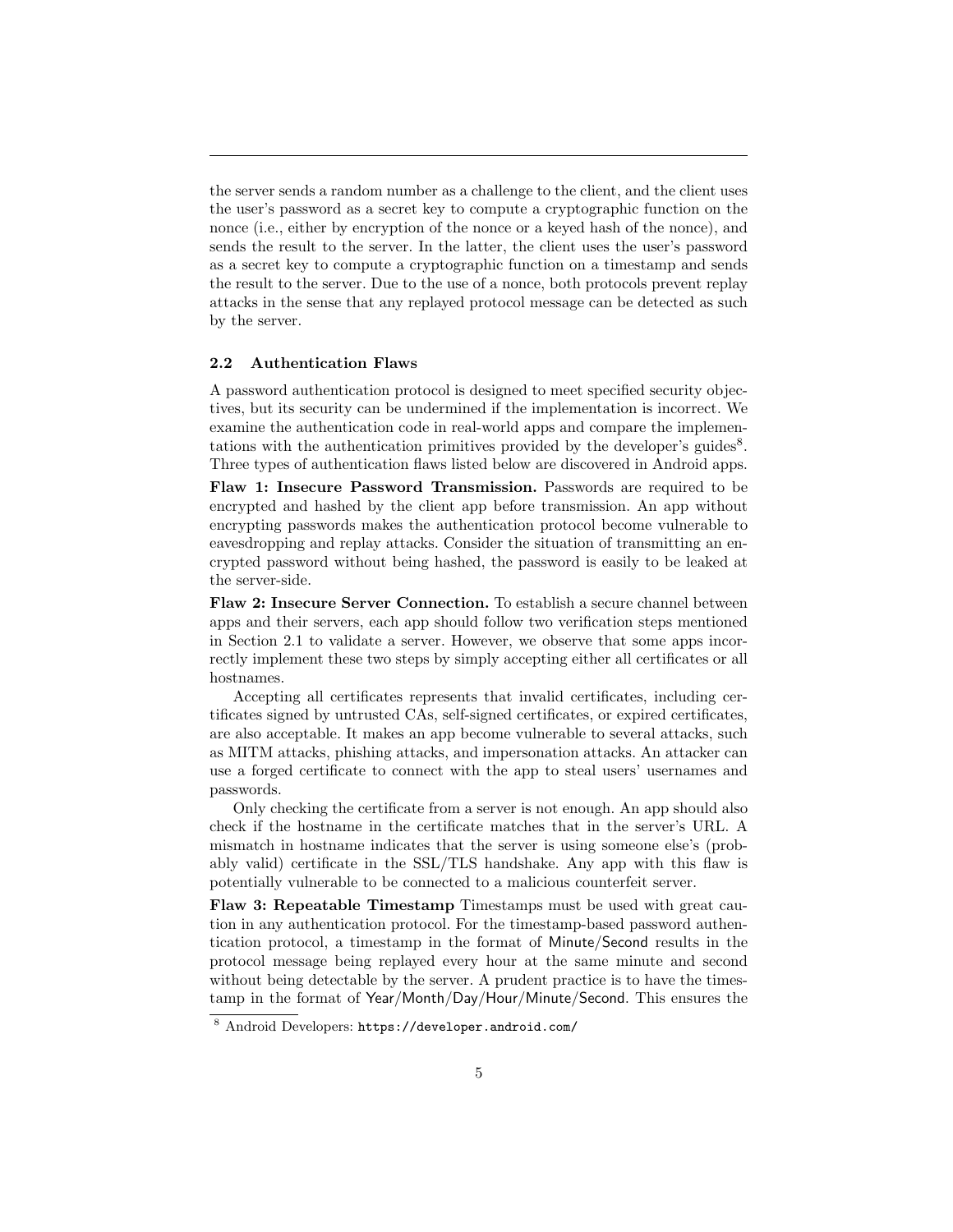the server sends a random number as a challenge to the client, and the client uses the user's password as a secret key to compute a cryptographic function on the nonce (i.e., either by encryption of the nonce or a keyed hash of the nonce), and sends the result to the server. In the latter, the client uses the user's password as a secret key to compute a cryptographic function on a timestamp and sends the result to the server. Due to the use of a nonce, both protocols prevent replay attacks in the sense that any replayed protocol message can be detected as such by the server.

### 2.2 Authentication Flaws

A password authentication protocol is designed to meet specified security objectives, but its security can be undermined if the implementation is incorrect. We examine the authentication code in real-world apps and compare the implementations with the authentication primitives provided by the developer's guides[8]. Three types of authentication flaws listed below are discovered in Android apps.

**Flaw 1: Insecure Password Transmission.** Passwords are required to be encrypted and hashed by the client app before transmission. An app without encrypting passwords makes the authentication protocol become vulnerable to eavesdropping and replay attacks. Consider the situation of transmitting an encrypted password without being hashed, the password is easily to be leaked at the server-side.

**Flaw 2: Insecure Server Connection.** To establish a secure channel between apps and their servers, each app should follow two verification steps mentioned in Section 2.1 to validate a server. However, we observe that some apps incorrectly implement these two steps by simply accepting either all certificates or all hostnames.

Accepting all certificates represents that invalid certificates, including certificates signed by untrusted CAs, self-signed certificates, or expired certificates, are also acceptable. It makes an app become vulnerable to several attacks, such as MITM attacks, phishing attacks, and impersonation attacks. An attacker can use a forged certificate to connect with the app to steal users' usernames and passwords.

Only checking the certificate from a server is not enough. An app should also check if the hostname in the certificate matches that in the server's URL. A mismatch in hostname indicates that the server is using someone else's (probably valid) certificate in the SSL/TLS handshake. Any app with this flaw is potentially vulnerable to be connected to a malicious counterfeit server.

**Flaw 3: Repeatable Timestamp** Timestamps must be used with great caution in any authentication protocol. For the timestamp-based password authentication protocol, a timestamp in the format of Minute/Second results in the protocol message being replayed every hour at the same minute and second without being detectable by the server. A prudent practice is to have the timestamp in the format of Year/Month/Day/Hour/Minute/Second. This ensures the

[8] Android Developers: https://developer.android.com/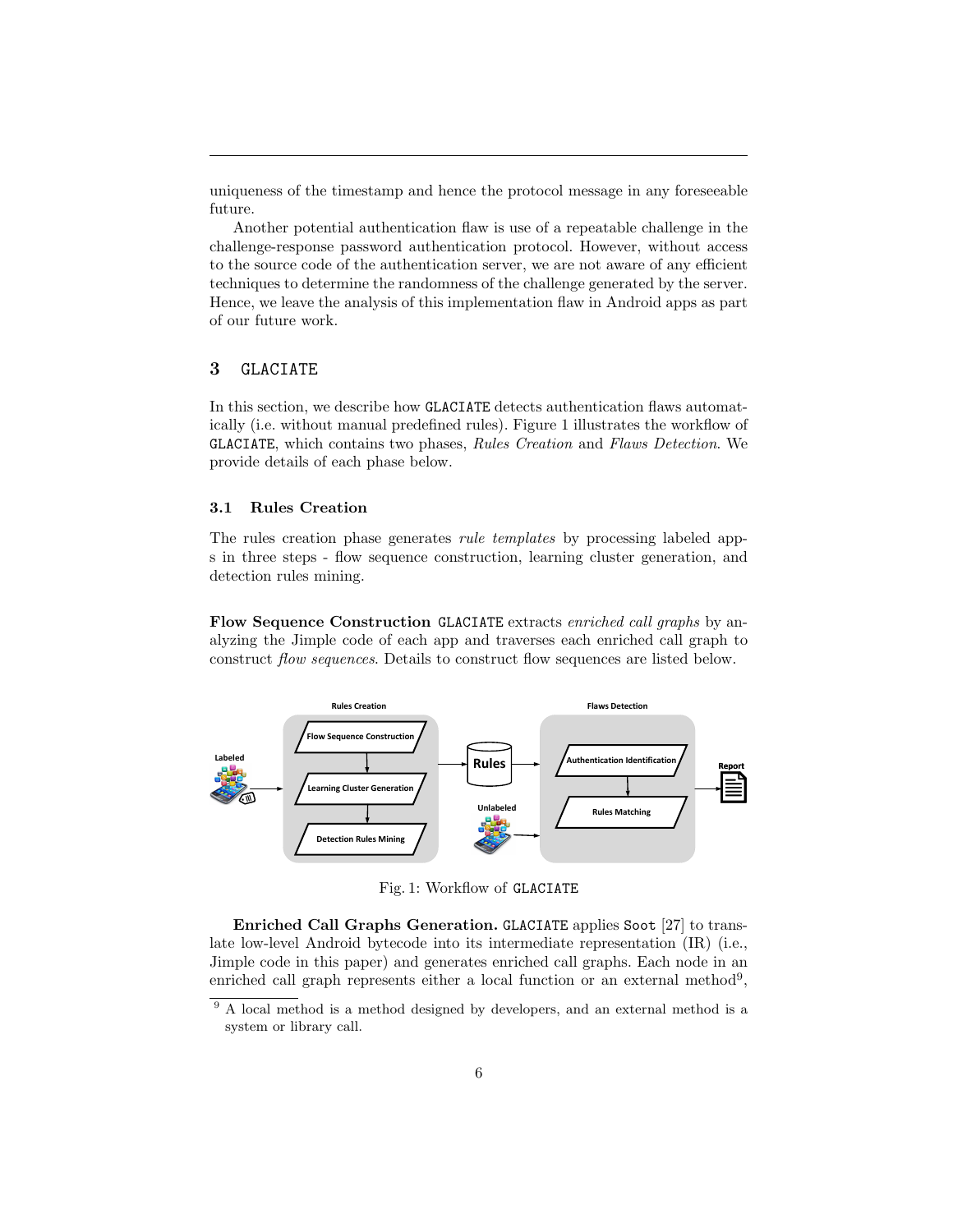uniqueness of the timestamp and hence the protocol message in any foreseeable future.

Another potential authentication flaw is use of a repeatable challenge in the challenge-response password authentication protocol. However, without access to the source code of the authentication server, we are not aware of any efficient techniques to determine the randomness of the challenge generated by the server. Hence, we leave the analysis of this implementation flaw in Android apps as part of our future work.

## 3 GLACIATE

In this section, we describe how GLACIATE detects authentication flaws automatically (i.e. without manual predefined rules). Figure 1 illustrates the workflow of GLACIATE, which contains two phases, *Rules Creation* and *Flaws Detection*. We provide details of each phase below.

### 3.1 Rules Creation

The rules creation phase generates *rule templates* by processing labeled apps in three steps - flow sequence construction, learning cluster generation, and detection rules mining.

**Flow Sequence Construction** GLACIATE extracts *enriched call graphs* by analyzing the Jimple code of each app and traverses each enriched call graph to construct *flow sequences*. Details to construct flow sequences are listed below.

Fig. 1: Workflow of GLACIATE

**Enriched Call Graphs Generation.** GLACIATE applies Soot [27] to translate low-level Android bytecode into its intermediate representation (IR) (i.e., Jimple code in this paper) and generates enriched call graphs. Each node in an enriched call graph represents either a local function or an external method[9],

[9] A local method is a method designed by developers, and an external method is a system or library call.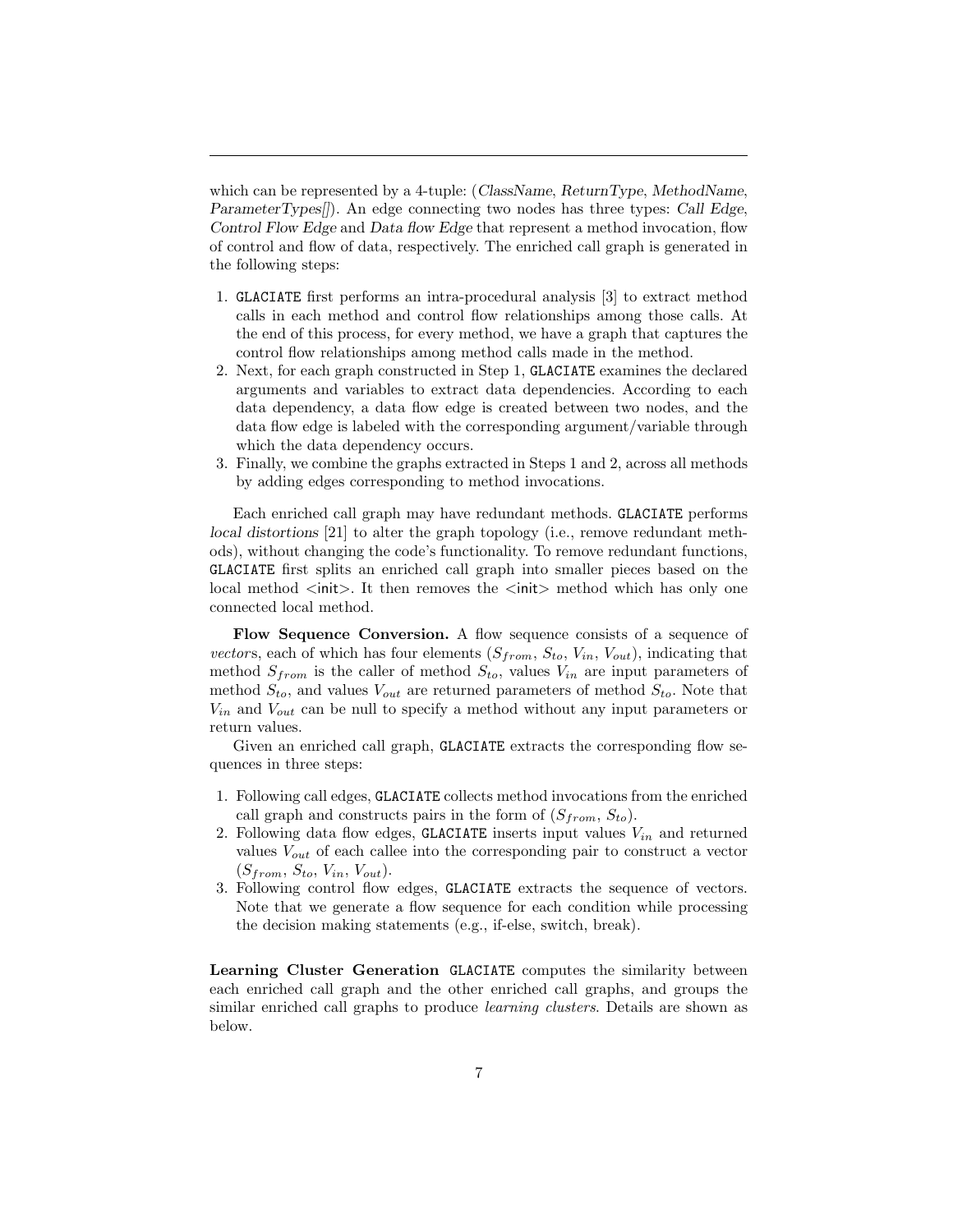which can be represented by a 4-tuple: (*ClassName*, *ReturnType*, *MethodName*, *ParameterTypes[]*). An edge connecting two nodes has three types: *Call Edge*, *Control Flow Edge* and *Data flow Edge* that represent a method invocation, flow of control and flow of data, respectively. The enriched call graph is generated in the following steps:

1. `GLACIATE` first performs an intra-procedural analysis [3] to extract method calls in each method and control flow relationships among those calls. At the end of this process, for every method, we have a graph that captures the control flow relationships among method calls made in the method.
2. Next, for each graph constructed in Step 1, `GLACIATE` examines the declared arguments and variables to extract data dependencies. According to each data dependency, a data flow edge is created between two nodes, and the data flow edge is labeled with the corresponding argument/variable through which the data dependency occurs.
3. Finally, we combine the graphs extracted in Steps 1 and 2, across all methods by adding edges corresponding to method invocations.

Each enriched call graph may have redundant methods. `GLACIATE` performs *local distortions* [21] to alter the graph topology (i.e., remove redundant methods), without changing the code's functionality. To remove redundant functions, `GLACIATE` first splits an enriched call graph into smaller pieces based on the local method <init>. It then removes the <init> method which has only one connected local method.

**Flow Sequence Conversion.** A flow sequence consists of a sequence of *vector*s, each of which has four elements ($S_{from}$, $S_{to}$, $V_{in}$, $V_{out}$), indicating that method $S_{from}$ is the caller of method $S_{to}$, values $V_{in}$ are input parameters of method $S_{to}$, and values $V_{out}$ are returned parameters of method $S_{to}$. Note that $V_{in}$ and $V_{out}$ can be null to specify a method without any input parameters or return values.

Given an enriched call graph, `GLACIATE` extracts the corresponding flow sequences in three steps:

1. Following call edges, `GLACIATE` collects method invocations from the enriched call graph and constructs pairs in the form of ($S_{from}$, $S_{to}$).
2. Following data flow edges, `GLACIATE` inserts input values $V_{in}$ and returned values $V_{out}$ of each callee into the corresponding pair to construct a vector ($S_{from}$, $S_{to}$, $V_{in}$, $V_{out}$).
3. Following control flow edges, `GLACIATE` extracts the sequence of vectors. Note that we generate a flow sequence for each condition while processing the decision making statements (e.g., if-else, switch, break).

**Learning Cluster Generation** `GLACIATE` computes the similarity between each enriched call graph and the other enriched call graphs, and groups the similar enriched call graphs to produce *learning clusters*. Details are shown as below.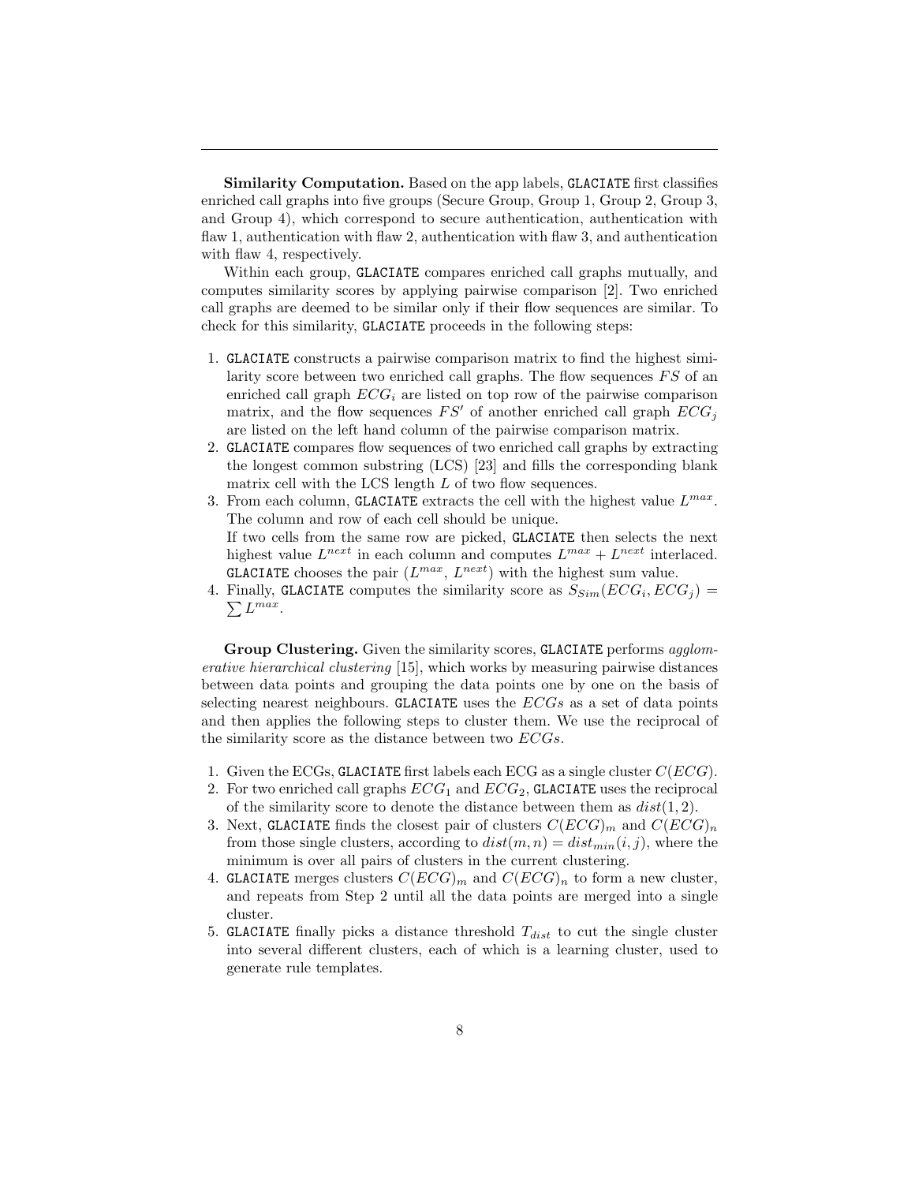**Similarity Computation.** Based on the app labels, `GLACIATE` first classifies enriched call graphs into five groups (Secure Group, Group 1, Group 2, Group 3, and Group 4), which correspond to secure authentication, authentication with flaw 1, authentication with flaw 2, authentication with flaw 3, and authentication with flaw 4, respectively.

Within each group, `GLACIATE` compares enriched call graphs mutually, and computes similarity scores by applying pairwise comparison [2]. Two enriched call graphs are deemed to be similar only if their flow sequences are similar. To check for this similarity, `GLACIATE` proceeds in the following steps:

1. `GLACIATE` constructs a pairwise comparison matrix to find the highest similarity score between two enriched call graphs. The flow sequences $FS$ of an enriched call graph $ECG_i$ are listed on top row of the pairwise comparison matrix, and the flow sequences $FS'$ of another enriched call graph $ECG_j$ are listed on the left hand column of the pairwise comparison matrix.
2. `GLACIATE` compares flow sequences of two enriched call graphs by extracting the longest common substring (LCS) [23] and fills the corresponding blank matrix cell with the LCS length $L$ of two flow sequences.
3. From each column, `GLACIATE` extracts the cell with the highest value $L^{max}$. The column and row of each cell should be unique.
   If two cells from the same row are picked, `GLACIATE` then selects the next highest value $L^{next}$ in each column and computes $L^{max} + L^{next}$ interlaced. `GLACIATE` chooses the pair ($L^{max}$, $L^{next}$) with the highest sum value.
4. Finally, `GLACIATE` computes the similarity score as $S_{Sim}(ECG_i, ECG_j) = \sum L^{max}$.

**Group Clustering.** Given the similarity scores, `GLACIATE` performs *agglomerative hierarchical clustering* [15], which works by measuring pairwise distances between data points and grouping the data points one by one on the basis of selecting nearest neighbours. `GLACIATE` uses the $ECGs$ as a set of data points and then applies the following steps to cluster them. We use the reciprocal of the similarity score as the distance between two $ECGs$.

1. Given the ECGs, `GLACIATE` first labels each ECG as a single cluster $C(ECG)$.
2. For two enriched call graphs $ECG_1$ and $ECG_2$, `GLACIATE` uses the reciprocal of the similarity score to denote the distance between them as $dist(1, 2)$.
3. Next, `GLACIATE` finds the closest pair of clusters $C(ECG)_m$ and $C(ECG)_n$ from those single clusters, according to $dist(m, n) = dist_{min}(i, j)$, where the minimum is over all pairs of clusters in the current clustering.
4. `GLACIATE` merges clusters $C(ECG)_m$ and $C(ECG)_n$ to form a new cluster, and repeats from Step 2 until all the data points are merged into a single cluster.
5. `GLACIATE` finally picks a distance threshold $T_{dist}$ to cut the single cluster into several different clusters, each of which is a learning cluster, used to generate rule templates.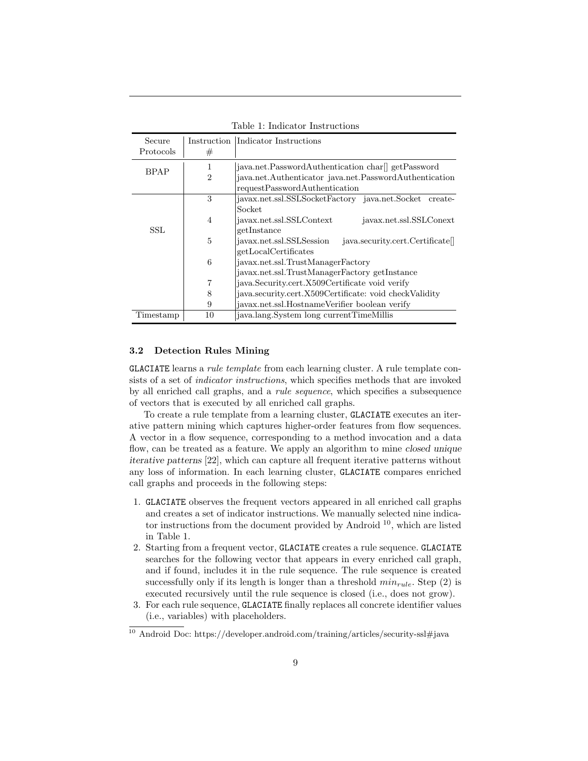Table 1: Indicator Instructions

| Secure Protocols | Instruction # | Indicator Instructions |
|---|---|---|
| BPAP | 1 | java.net.PasswordAuthentication char[] getPassword |
| | 2 | java.net.Authenticator java.net.PasswordAuthentication requestPasswordAuthentication |
| SSL | 3 | javax.net.ssl.SSLSocketFactory java.net.Socket createSocket |
| | 4 | javax.net.ssl.SSLContext javax.net.ssl.SSLConext getInstance |
| | 5 | javax.net.ssl.SSLSession java.security.cert.Certificate[] getLocalCertificates |
| | 6 | javax.net.ssl.TrustManagerFactory javax.net.ssl.TrustManagerFactory getInstance |
| | 7 | java.Security.cert.X509Certificate void verify |
| | 8 | java.security.cert.X509Certificate: void checkValidity |
| | 9 | javax.net.ssl.HostnameVerifier boolean verify |
| Timestamp | 10 | java.lang.System long currentTimeMillis |

### 3.2 Detection Rules Mining

`GLACIATE` learns a *rule template* from each learning cluster. A rule template consists of a set of *indicator instructions*, which specifies methods that are invoked by all enriched call graphs, and a *rule sequence*, which specifies a subsequence of vectors that is executed by all enriched call graphs.

To create a rule template from a learning cluster, `GLACIATE` executes an iterative pattern mining which captures higher-order features from flow sequences. A vector in a flow sequence, corresponding to a method invocation and a data flow, can be treated as a feature. We apply an algorithm to mine *closed unique iterative patterns* [22], which can capture all frequent iterative patterns without any loss of information. In each learning cluster, `GLACIATE` compares enriched call graphs and proceeds in the following steps:

1. `GLACIATE` observes the frequent vectors appeared in all enriched call graphs and creates a set of indicator instructions. We manually selected nine indicator instructions from the document provided by Android [10], which are listed in Table 1.
2. Starting from a frequent vector, `GLACIATE` creates a rule sequence. `GLACIATE` searches for the following vector that appears in every enriched call graph, and if found, includes it in the rule sequence. The rule sequence is created successfully only if its length is longer than a threshold $min_{rule}$. Step (2) is executed recursively until the rule sequence is closed (i.e., does not grow).
3. For each rule sequence, `GLACIATE` finally replaces all concrete identifier values (i.e., variables) with placeholders.

[10] Android Doc: https://developer.android.com/training/articles/security-ssl#java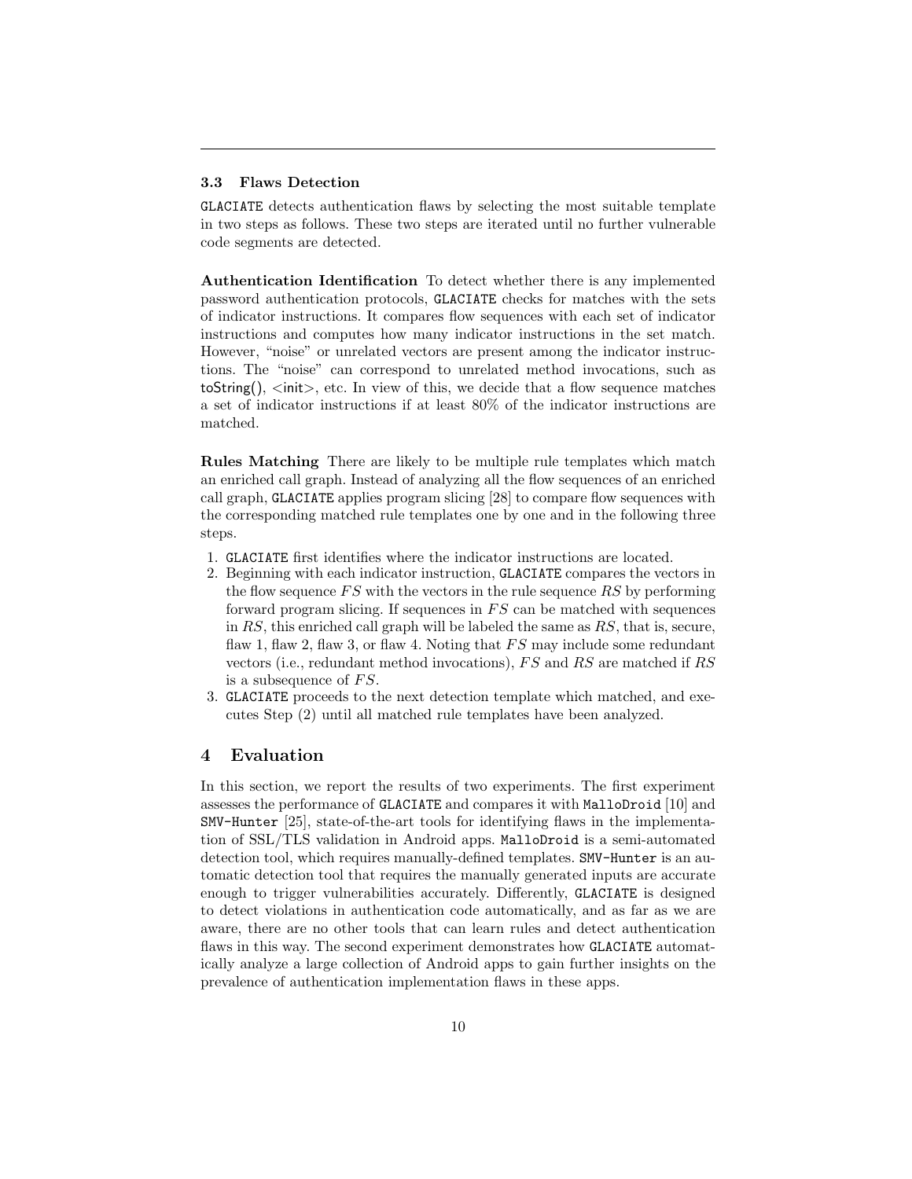### 3.3 Flaws Detection

GLACIATE detects authentication flaws by selecting the most suitable template in two steps as follows. These two steps are iterated until no further vulnerable code segments are detected.

**Authentication Identification** To detect whether there is any implemented password authentication protocols, GLACIATE checks for matches with the sets of indicator instructions. It compares flow sequences with each set of indicator instructions and computes how many indicator instructions in the set match. However, "noise" or unrelated vectors are present among the indicator instructions. The "noise" can correspond to unrelated method invocations, such as toString(), <init>, etc. In view of this, we decide that a flow sequence matches a set of indicator instructions if at least 80% of the indicator instructions are matched.

**Rules Matching** There are likely to be multiple rule templates which match an enriched call graph. Instead of analyzing all the flow sequences of an enriched call graph, GLACIATE applies program slicing [28] to compare flow sequences with the corresponding matched rule templates one by one and in the following three steps.

1. GLACIATE first identifies where the indicator instructions are located.
2. Beginning with each indicator instruction, GLACIATE compares the vectors in the flow sequence $FS$ with the vectors in the rule sequence $RS$ by performing forward program slicing. If sequences in $FS$ can be matched with sequences in $RS$, this enriched call graph will be labeled the same as $RS$, that is, secure, flaw 1, flaw 2, flaw 3, or flaw 4. Noting that $FS$ may include some redundant vectors (i.e., redundant method invocations), $FS$ and $RS$ are matched if $RS$ is a subsequence of $FS$.
3. GLACIATE proceeds to the next detection template which matched, and executes Step (2) until all matched rule templates have been analyzed.

## 4 Evaluation

In this section, we report the results of two experiments. The first experiment assesses the performance of GLACIATE and compares it with MalloDroid [10] and SMV-Hunter [25], state-of-the-art tools for identifying flaws in the implementation of SSL/TLS validation in Android apps. MalloDroid is a semi-automated detection tool, which requires manually-defined templates. SMV-Hunter is an automatic detection tool that requires the manually generated inputs are accurate enough to trigger vulnerabilities accurately. Differently, GLACIATE is designed to detect violations in authentication code automatically, and as far as we are aware, there are no other tools that can learn rules and detect authentication flaws in this way. The second experiment demonstrates how GLACIATE automatically analyze a large collection of Android apps to gain further insights on the prevalence of authentication implementation flaws in these apps.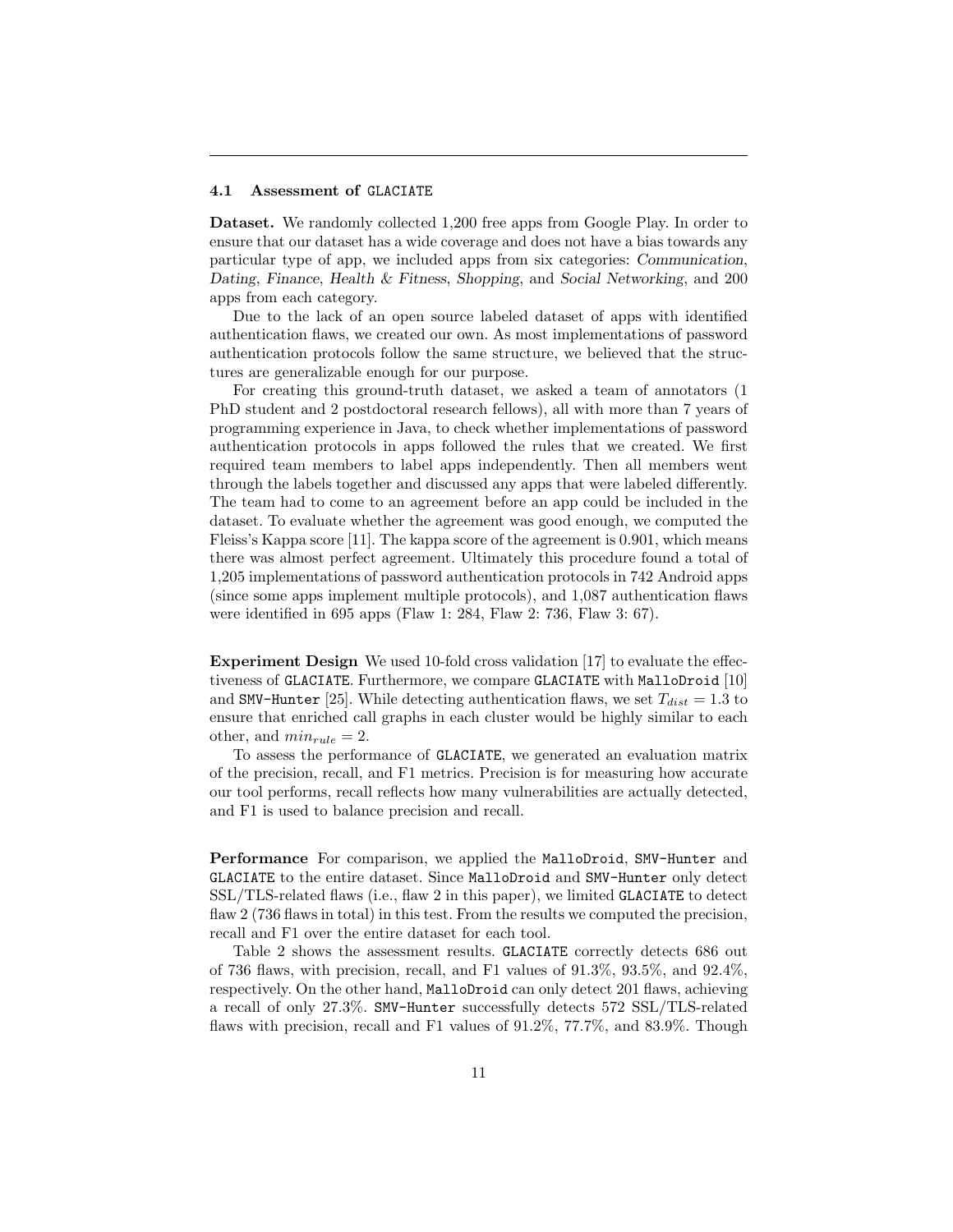### 4.1 Assessment of GLACIATE

**Dataset.** We randomly collected 1,200 free apps from Google Play. In order to ensure that our dataset has a wide coverage and does not have a bias towards any particular type of app, we included apps from six categories: *Communication*, *Dating*, *Finance*, *Health & Fitness*, *Shopping*, and *Social Networking*, and 200 apps from each category.

Due to the lack of an open source labeled dataset of apps with identified authentication flaws, we created our own. As most implementations of password authentication protocols follow the same structure, we believed that the structures are generalizable enough for our purpose.

For creating this ground-truth dataset, we asked a team of annotators (1 PhD student and 2 postdoctoral research fellows), all with more than 7 years of programming experience in Java, to check whether implementations of password authentication protocols in apps followed the rules that we created. We first required team members to label apps independently. Then all members went through the labels together and discussed any apps that were labeled differently. The team had to come to an agreement before an app could be included in the dataset. To evaluate whether the agreement was good enough, we computed the Fleiss's Kappa score [11]. The kappa score of the agreement is 0.901, which means there was almost perfect agreement. Ultimately this procedure found a total of 1,205 implementations of password authentication protocols in 742 Android apps (since some apps implement multiple protocols), and 1,087 authentication flaws were identified in 695 apps (Flaw 1: 284, Flaw 2: 736, Flaw 3: 67).

**Experiment Design** We used 10-fold cross validation [17] to evaluate the effectiveness of GLACIATE. Furthermore, we compare GLACIATE with MalloDroid [10] and SMV-Hunter [25]. While detecting authentication flaws, we set $T_{dist} = 1.3$ to ensure that enriched call graphs in each cluster would be highly similar to each other, and $min_{rule} = 2$.

To assess the performance of GLACIATE, we generated an evaluation matrix of the precision, recall, and F1 metrics. Precision is for measuring how accurate our tool performs, recall reflects how many vulnerabilities are actually detected, and F1 is used to balance precision and recall.

**Performance** For comparison, we applied the MalloDroid, SMV-Hunter and GLACIATE to the entire dataset. Since MalloDroid and SMV-Hunter only detect SSL/TLS-related flaws (i.e., flaw 2 in this paper), we limited GLACIATE to detect flaw 2 (736 flaws in total) in this test. From the results we computed the precision, recall and F1 over the entire dataset for each tool.

Table 2 shows the assessment results. GLACIATE correctly detects 686 out of 736 flaws, with precision, recall, and F1 values of 91.3%, 93.5%, and 92.4%, respectively. On the other hand, MalloDroid can only detect 201 flaws, achieving a recall of only 27.3%. SMV-Hunter successfully detects 572 SSL/TLS-related flaws with precision, recall and F1 values of 91.2%, 77.7%, and 83.9%. Though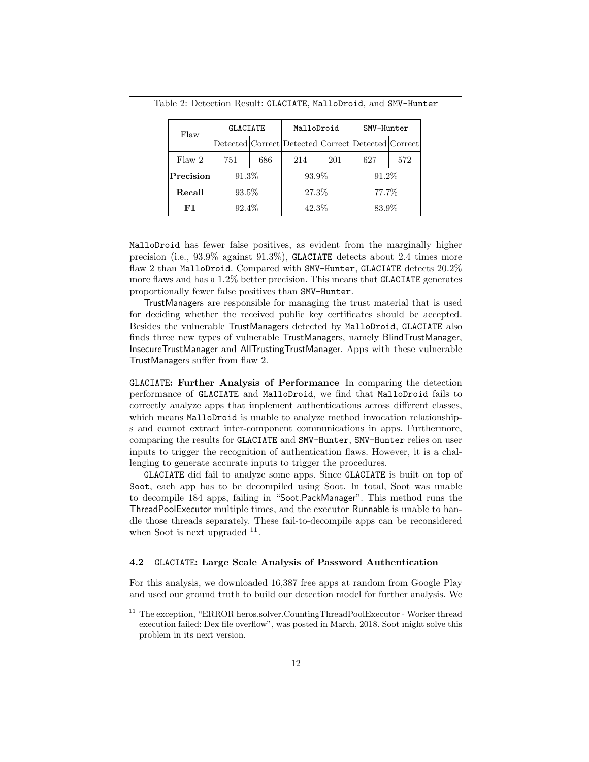Table 2: Detection Result: GLACIATE, MalloDroid, and SMV-Hunter

| Flaw | GLACIATE | | MalloDroid | | SMV-Hunter | |
|---|---|---|---|---|---|---|
| | Detected | Correct | Detected | Correct | Detected | Correct |
| Flaw 2 | 751 | 686 | 214 | 201 | 627 | 572 |
| **Precision** | 91.3% | | 93.9% | | 91.2% | |
| **Recall** | 93.5% | | 27.3% | | 77.7% | |
| **F1** | 92.4% | | 42.3% | | 83.9% | |

MalloDroid has fewer false positives, as evident from the marginally higher precision (i.e., 93.9% against 91.3%), GLACIATE detects about 2.4 times more flaw 2 than MalloDroid. Compared with SMV-Hunter, GLACIATE detects 20.2% more flaws and has a 1.2% better precision. This means that GLACIATE generates proportionally fewer false positives than SMV-Hunter.

TrustManagers are responsible for managing the trust material that is used for deciding whether the received public key certificates should be accepted. Besides the vulnerable TrustManagers detected by MalloDroid, GLACIATE also finds three new types of vulnerable TrustManagers, namely BlindTrustManager, InsecureTrustManager and AllTrustingTrustManager. Apps with these vulnerable TrustManagers suffer from flaw 2.

**GLACIATE: Further Analysis of Performance** In comparing the detection performance of GLACIATE and MalloDroid, we find that MalloDroid fails to correctly analyze apps that implement authentications across different classes, which means MalloDroid is unable to analyze method invocation relationships and cannot extract inter-component communications in apps. Furthermore, comparing the results for GLACIATE and SMV-Hunter, SMV-Hunter relies on user inputs to trigger the recognition of authentication flaws. However, it is a challenging to generate accurate inputs to trigger the procedures.

GLACIATE did fail to analyze some apps. Since GLACIATE is built on top of Soot, each app has to be decompiled using Soot. In total, Soot was unable to decompile 184 apps, failing in "Soot.PackManager". This method runs the ThreadPoolExecutor multiple times, and the executor Runnable is unable to handle those threads separately. These fail-to-decompile apps can be reconsidered when Soot is next upgraded [11].

### 4.2 GLACIATE: Large Scale Analysis of Password Authentication

For this analysis, we downloaded 16,387 free apps at random from Google Play and used our ground truth to build our detection model for further analysis. We

[11] The exception, "ERROR heros.solver.CountingThreadPoolExecutor - Worker thread execution failed: Dex file overflow", was posted in March, 2018. Soot might solve this problem in its next version.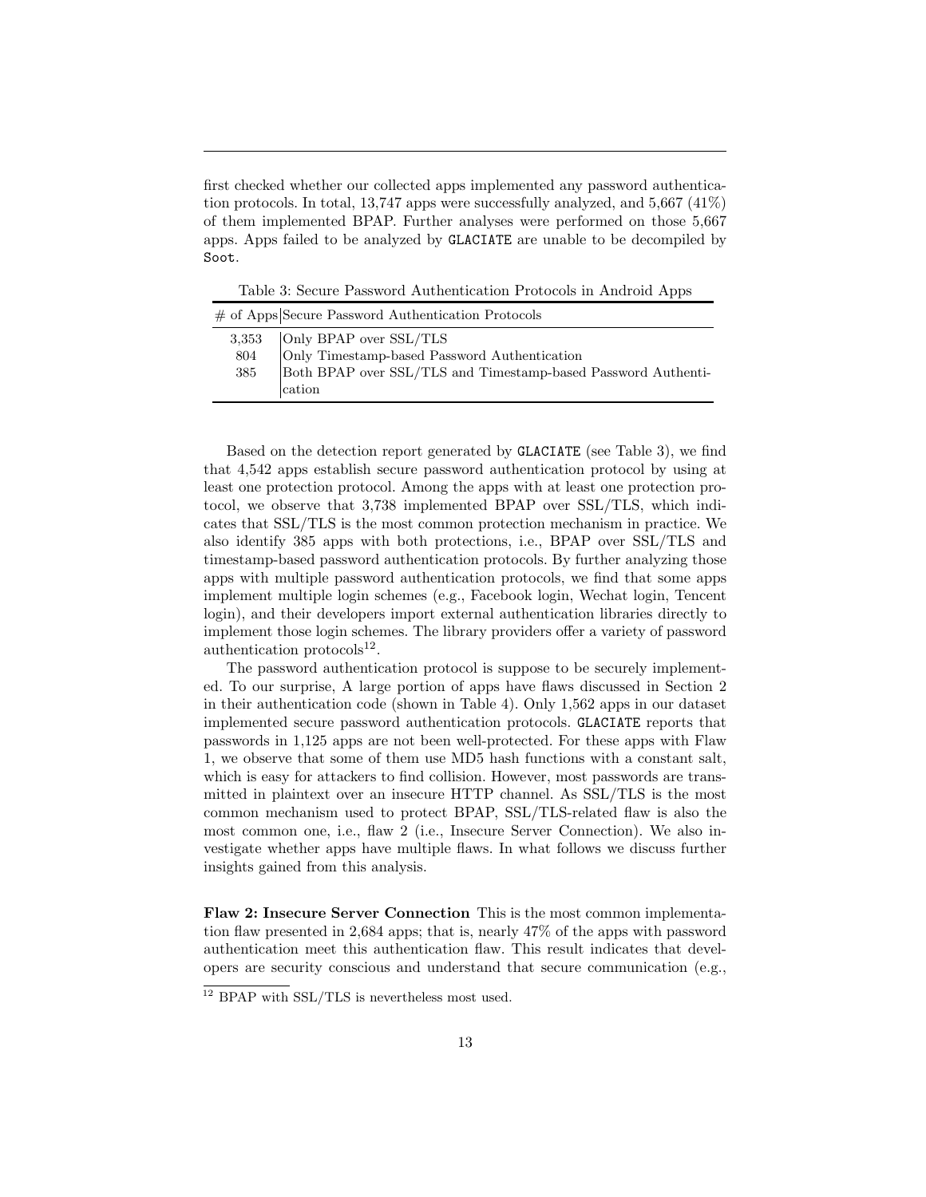first checked whether our collected apps implemented any password authentication protocols. In total, 13,747 apps were successfully analyzed, and 5,667 (41%) of them implemented BPAP. Further analyses were performed on those 5,667 apps. Apps failed to be analyzed by `GLACIATE` are unable to be decompiled by `Soot`.

Table 3: Secure Password Authentication Protocols in Android Apps

| # of Apps | Secure Password Authentication Protocols |
|---|---|
| 3,353 | Only BPAP over SSL/TLS |
| 804 | Only Timestamp-based Password Authentication |
| 385 | Both BPAP over SSL/TLS and Timestamp-based Password Authentication |

Based on the detection report generated by `GLACIATE` (see Table 3), we find that 4,542 apps establish secure password authentication protocol by using at least one protection protocol. Among the apps with at least one protection protocol, we observe that 3,738 implemented BPAP over SSL/TLS, which indicates that SSL/TLS is the most common protection mechanism in practice. We also identify 385 apps with both protections, i.e., BPAP over SSL/TLS and timestamp-based password authentication protocols. By further analyzing those apps with multiple password authentication protocols, we find that some apps implement multiple login schemes (e.g., Facebook login, Wechat login, Tencent login), and their developers import external authentication libraries directly to implement those login schemes. The library providers offer a variety of password authentication protocols[12].

The password authentication protocol is suppose to be securely implemented. To our surprise, A large portion of apps have flaws discussed in Section 2 in their authentication code (shown in Table 4). Only 1,562 apps in our dataset implemented secure password authentication protocols. `GLACIATE` reports that passwords in 1,125 apps are not been well-protected. For these apps with Flaw 1, we observe that some of them use MD5 hash functions with a constant salt, which is easy for attackers to find collision. However, most passwords are transmitted in plaintext over an insecure HTTP channel. As SSL/TLS is the most common mechanism used to protect BPAP, SSL/TLS-related flaw is also the most common one, i.e., flaw 2 (i.e., Insecure Server Connection). We also investigate whether apps have multiple flaws. In what follows we discuss further insights gained from this analysis.

**Flaw 2: Insecure Server Connection** This is the most common implementation flaw presented in 2,684 apps; that is, nearly 47% of the apps with password authentication meet this authentication flaw. This result indicates that developers are security conscious and understand that secure communication (e.g.,

[12] BPAP with SSL/TLS is nevertheless most used.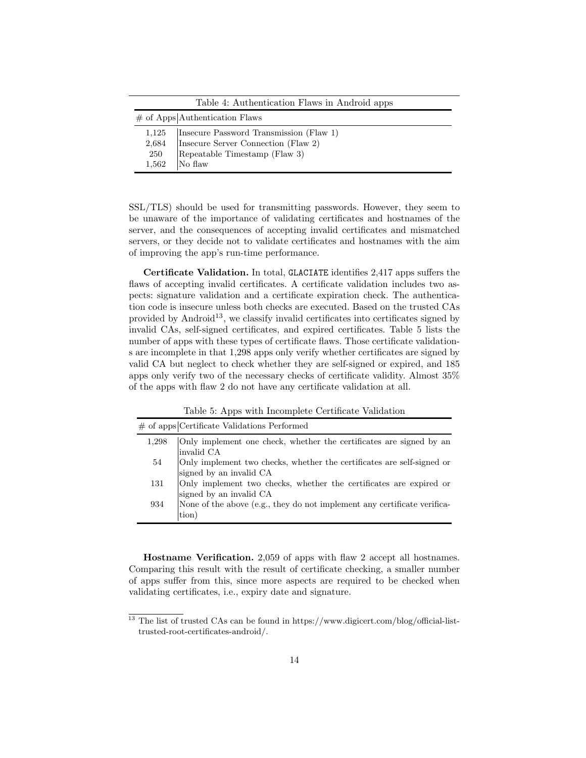Table 4: Authentication Flaws in Android apps

| # of Apps | Authentication Flaws |
|---|---|
| 1,125 | Insecure Password Transmission (Flaw 1) |
| 2,684 | Insecure Server Connection (Flaw 2) |
| 250 | Repeatable Timestamp (Flaw 3) |
| 1,562 | No flaw |

SSL/TLS) should be used for transmitting passwords. However, they seem to be unaware of the importance of validating certificates and hostnames of the server, and the consequences of accepting invalid certificates and mismatched servers, or they decide not to validate certificates and hostnames with the aim of improving the app's run-time performance.

**Certificate Validation.** In total, GLACIATE identifies 2,417 apps suffers the flaws of accepting invalid certificates. A certificate validation includes two aspects: signature validation and a certificate expiration check. The authentication code is insecure unless both checks are executed. Based on the trusted CAs provided by Android[13], we classify invalid certificates into certificates signed by invalid CAs, self-signed certificates, and expired certificates. Table 5 lists the number of apps with these types of certificate flaws. Those certificate validations are incomplete in that 1,298 apps only verify whether certificates are signed by valid CA but neglect to check whether they are self-signed or expired, and 185 apps only verify two of the necessary checks of certificate validity. Almost 35% of the apps with flaw 2 do not have any certificate validation at all.

Table 5: Apps with Incomplete Certificate Validation

| # of apps | Certificate Validations Performed |
|---|---|
| 1,298 | Only implement one check, whether the certificates are signed by an invalid CA |
| 54 | Only implement two checks, whether the certificates are self-signed or signed by an invalid CA |
| 131 | Only implement two checks, whether the certificates are expired or signed by an invalid CA |
| 934 | None of the above (e.g., they do not implement any certificate verification) |

**Hostname Verification.** 2,059 of apps with flaw 2 accept all hostnames. Comparing this result with the result of certificate checking, a smaller number of apps suffer from this, since more aspects are required to be checked when validating certificates, i.e., expiry date and signature.

[13] The list of trusted CAs can be found in https://www.digicert.com/blog/official-list-trusted-root-certificates-android/.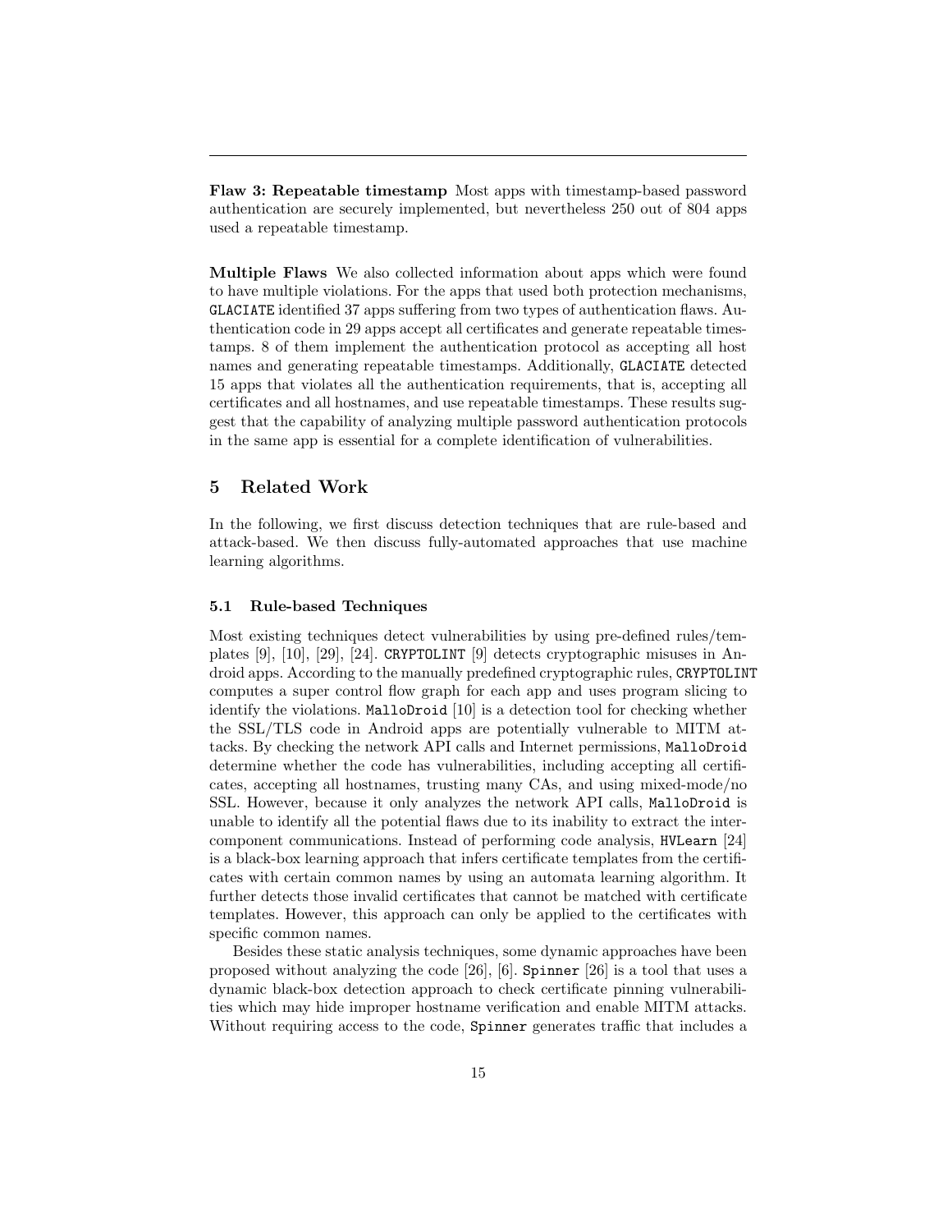**Flaw 3: Repeatable timestamp** Most apps with timestamp-based password authentication are securely implemented, but nevertheless 250 out of 804 apps used a repeatable timestamp.

**Multiple Flaws** We also collected information about apps which were found to have multiple violations. For the apps that used both protection mechanisms, `GLACIATE` identified 37 apps suffering from two types of authentication flaws. Authentication code in 29 apps accept all certificates and generate repeatable timestamps. 8 of them implement the authentication protocol as accepting all host names and generating repeatable timestamps. Additionally, `GLACIATE` detected 15 apps that violates all the authentication requirements, that is, accepting all certificates and all hostnames, and use repeatable timestamps. These results suggest that the capability of analyzing multiple password authentication protocols in the same app is essential for a complete identification of vulnerabilities.

## 5 Related Work

In the following, we first discuss detection techniques that are rule-based and attack-based. We then discuss fully-automated approaches that use machine learning algorithms.

### 5.1 Rule-based Techniques

Most existing techniques detect vulnerabilities by using pre-defined rules/templates [9], [10], [29], [24]. `CRYPTOLINT` [9] detects cryptographic misuses in Android apps. According to the manually predefined cryptographic rules, `CRYPTOLINT` computes a super control flow graph for each app and uses program slicing to identify the violations. `MalloDroid` [10] is a detection tool for checking whether the SSL/TLS code in Android apps are potentially vulnerable to MITM attacks. By checking the network API calls and Internet permissions, `MalloDroid` determine whether the code has vulnerabilities, including accepting all certificates, accepting all hostnames, trusting many CAs, and using mixed-mode/no SSL. However, because it only analyzes the network API calls, `MalloDroid` is unable to identify all the potential flaws due to its inability to extract the inter-component communications. Instead of performing code analysis, `HVLearn` [24] is a black-box learning approach that infers certificate templates from the certificates with certain common names by using an automata learning algorithm. It further detects those invalid certificates that cannot be matched with certificate templates. However, this approach can only be applied to the certificates with specific common names.

Besides these static analysis techniques, some dynamic approaches have been proposed without analyzing the code [26], [6]. `Spinner` [26] is a tool that uses a dynamic black-box detection approach to check certificate pinning vulnerabilities which may hide improper hostname verification and enable MITM attacks. Without requiring access to the code, `Spinner` generates traffic that includes a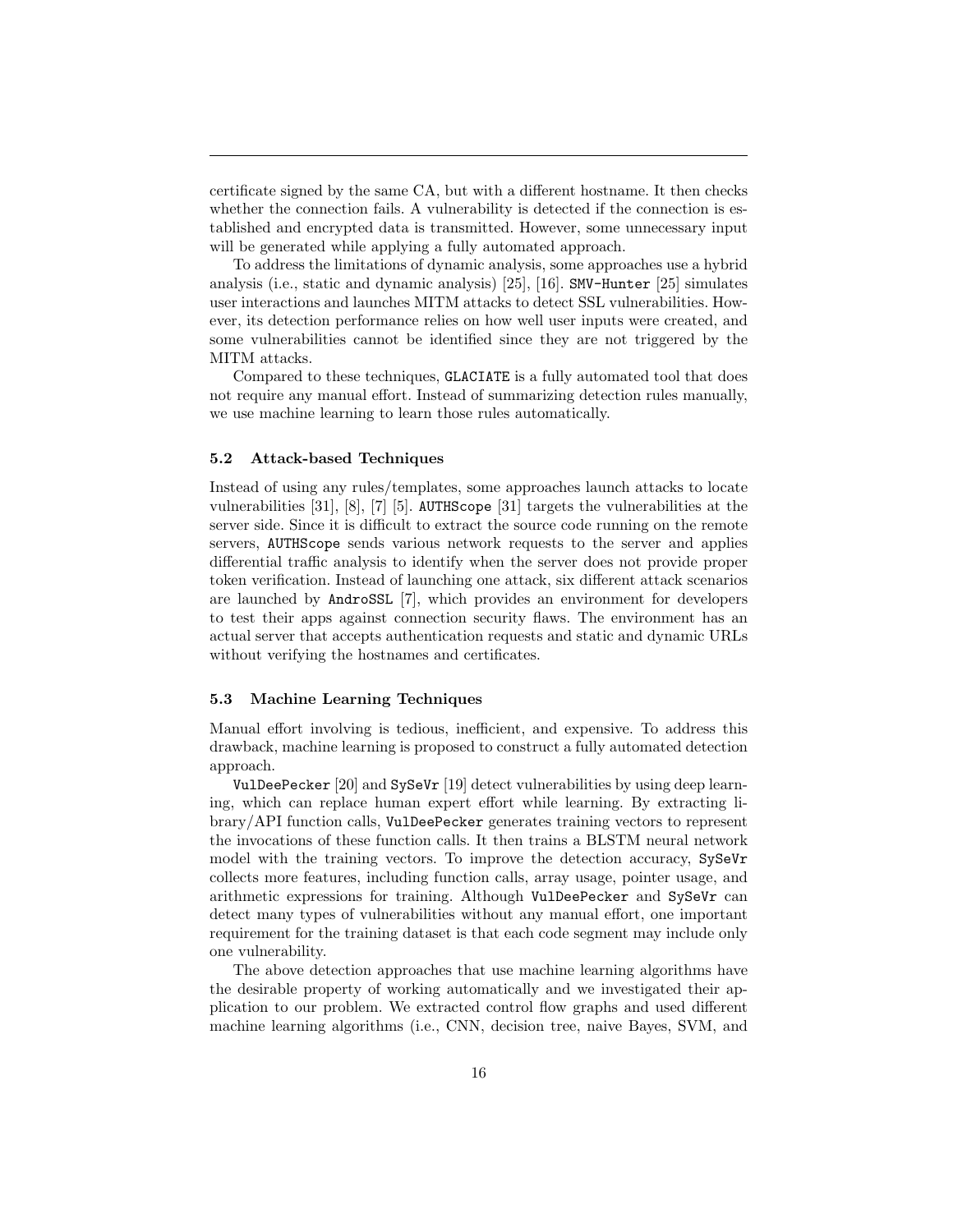certificate signed by the same CA, but with a different hostname. It then checks whether the connection fails. A vulnerability is detected if the connection is established and encrypted data is transmitted. However, some unnecessary input will be generated while applying a fully automated approach.

To address the limitations of dynamic analysis, some approaches use a hybrid analysis (i.e., static and dynamic analysis) [25], [16]. `SMV-Hunter` [25] simulates user interactions and launches MITM attacks to detect SSL vulnerabilities. However, its detection performance relies on how well user inputs were created, and some vulnerabilities cannot be identified since they are not triggered by the MITM attacks.

Compared to these techniques, `GLACIATE` is a fully automated tool that does not require any manual effort. Instead of summarizing detection rules manually, we use machine learning to learn those rules automatically.

### 5.2 Attack-based Techniques

Instead of using any rules/templates, some approaches launch attacks to locate vulnerabilities [31], [8], [7] [5]. `AUTHScope` [31] targets the vulnerabilities at the server side. Since it is difficult to extract the source code running on the remote servers, `AUTHScope` sends various network requests to the server and applies differential traffic analysis to identify when the server does not provide proper token verification. Instead of launching one attack, six different attack scenarios are launched by `AndroSSL` [7], which provides an environment for developers to test their apps against connection security flaws. The environment has an actual server that accepts authentication requests and static and dynamic URLs without verifying the hostnames and certificates.

### 5.3 Machine Learning Techniques

Manual effort involving is tedious, inefficient, and expensive. To address this drawback, machine learning is proposed to construct a fully automated detection approach.

`VulDeePecker` [20] and `SySeVr` [19] detect vulnerabilities by using deep learning, which can replace human expert effort while learning. By extracting library/API function calls, `VulDeePecker` generates training vectors to represent the invocations of these function calls. It then trains a BLSTM neural network model with the training vectors. To improve the detection accuracy, `SySeVr` collects more features, including function calls, array usage, pointer usage, and arithmetic expressions for training. Although `VulDeePecker` and `SySeVr` can detect many types of vulnerabilities without any manual effort, one important requirement for the training dataset is that each code segment may include only one vulnerability.

The above detection approaches that use machine learning algorithms have the desirable property of working automatically and we investigated their application to our problem. We extracted control flow graphs and used different machine learning algorithms (i.e., CNN, decision tree, naive Bayes, SVM, and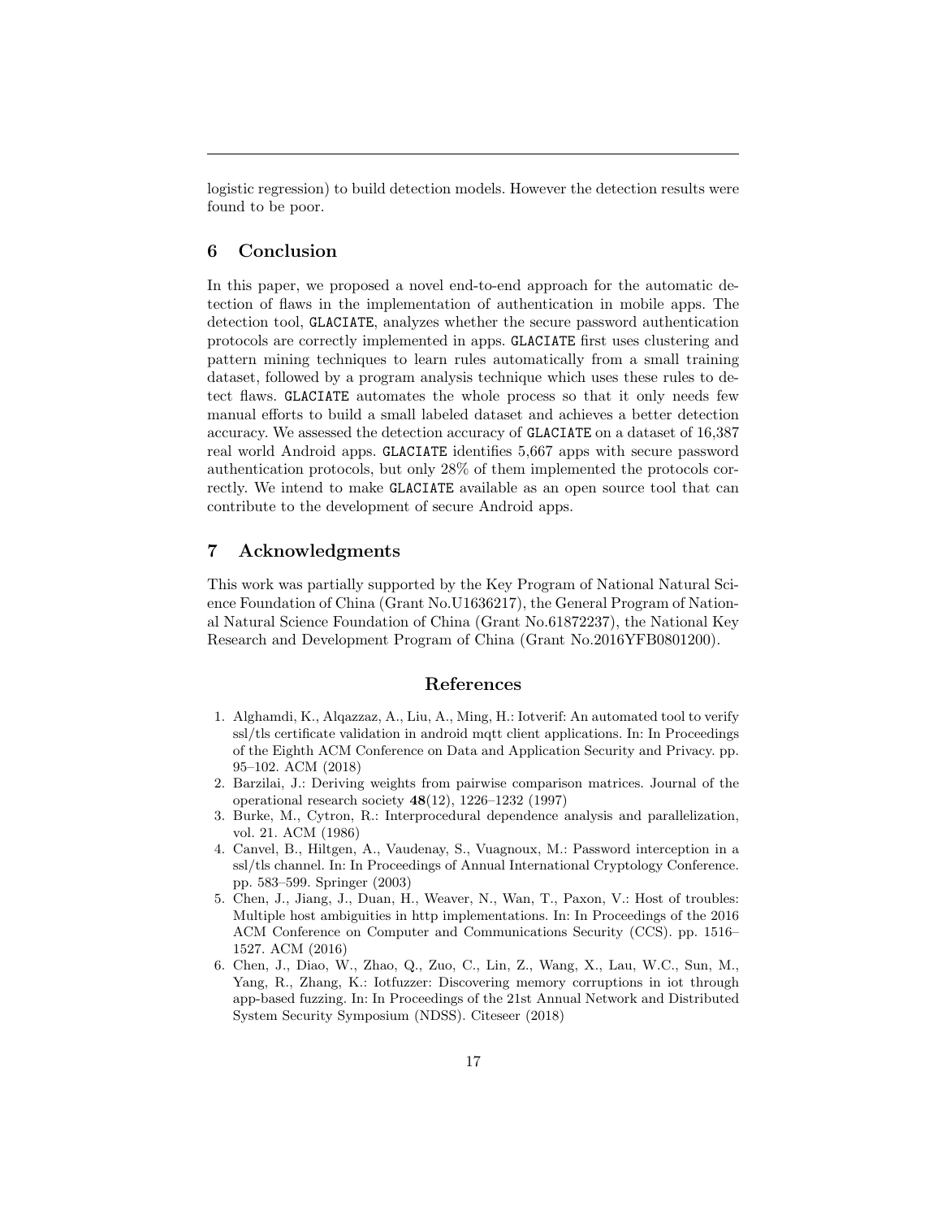logistic regression) to build detection models. However the detection results were found to be poor.

## 6 Conclusion

In this paper, we proposed a novel end-to-end approach for the automatic detection of flaws in the implementation of authentication in mobile apps. The detection tool, GLACIATE, analyzes whether the secure password authentication protocols are correctly implemented in apps. GLACIATE first uses clustering and pattern mining techniques to learn rules automatically from a small training dataset, followed by a program analysis technique which uses these rules to detect flaws. GLACIATE automates the whole process so that it only needs few manual efforts to build a small labeled dataset and achieves a better detection accuracy. We assessed the detection accuracy of GLACIATE on a dataset of 16,387 real world Android apps. GLACIATE identifies 5,667 apps with secure password authentication protocols, but only 28% of them implemented the protocols correctly. We intend to make GLACIATE available as an open source tool that can contribute to the development of secure Android apps.

## 7 Acknowledgments

This work was partially supported by the Key Program of National Natural Science Foundation of China (Grant No.U1636217), the General Program of National Natural Science Foundation of China (Grant No.61872237), the National Key Research and Development Program of China (Grant No.2016YFB0801200).

## References

1. Alghamdi, K., Alqazzaz, A., Liu, A., Ming, H.: Iotverif: An automated tool to verify ssl/tls certificate validation in android mqtt client applications. In: In Proceedings of the Eighth ACM Conference on Data and Application Security and Privacy. pp. 95–102. ACM (2018)
2. Barzilai, J.: Deriving weights from pairwise comparison matrices. Journal of the operational research society **48**(12), 1226–1232 (1997)
3. Burke, M., Cytron, R.: Interprocedural dependence analysis and parallelization, vol. 21. ACM (1986)
4. Canvel, B., Hiltgen, A., Vaudenay, S., Vuagnoux, M.: Password interception in a ssl/tls channel. In: In Proceedings of Annual International Cryptology Conference. pp. 583–599. Springer (2003)
5. Chen, J., Jiang, J., Duan, H., Weaver, N., Wan, T., Paxon, V.: Host of troubles: Multiple host ambiguities in http implementations. In: In Proceedings of the 2016 ACM Conference on Computer and Communications Security (CCS). pp. 1516–1527. ACM (2016)
6. Chen, J., Diao, W., Zhao, Q., Zuo, C., Lin, Z., Wang, X., Lau, W.C., Sun, M., Yang, R., Zhang, K.: Iotfuzzer: Discovering memory corruptions in iot through app-based fuzzing. In: In Proceedings of the 21st Annual Network and Distributed System Security Symposium (NDSS). Citeseer (2018)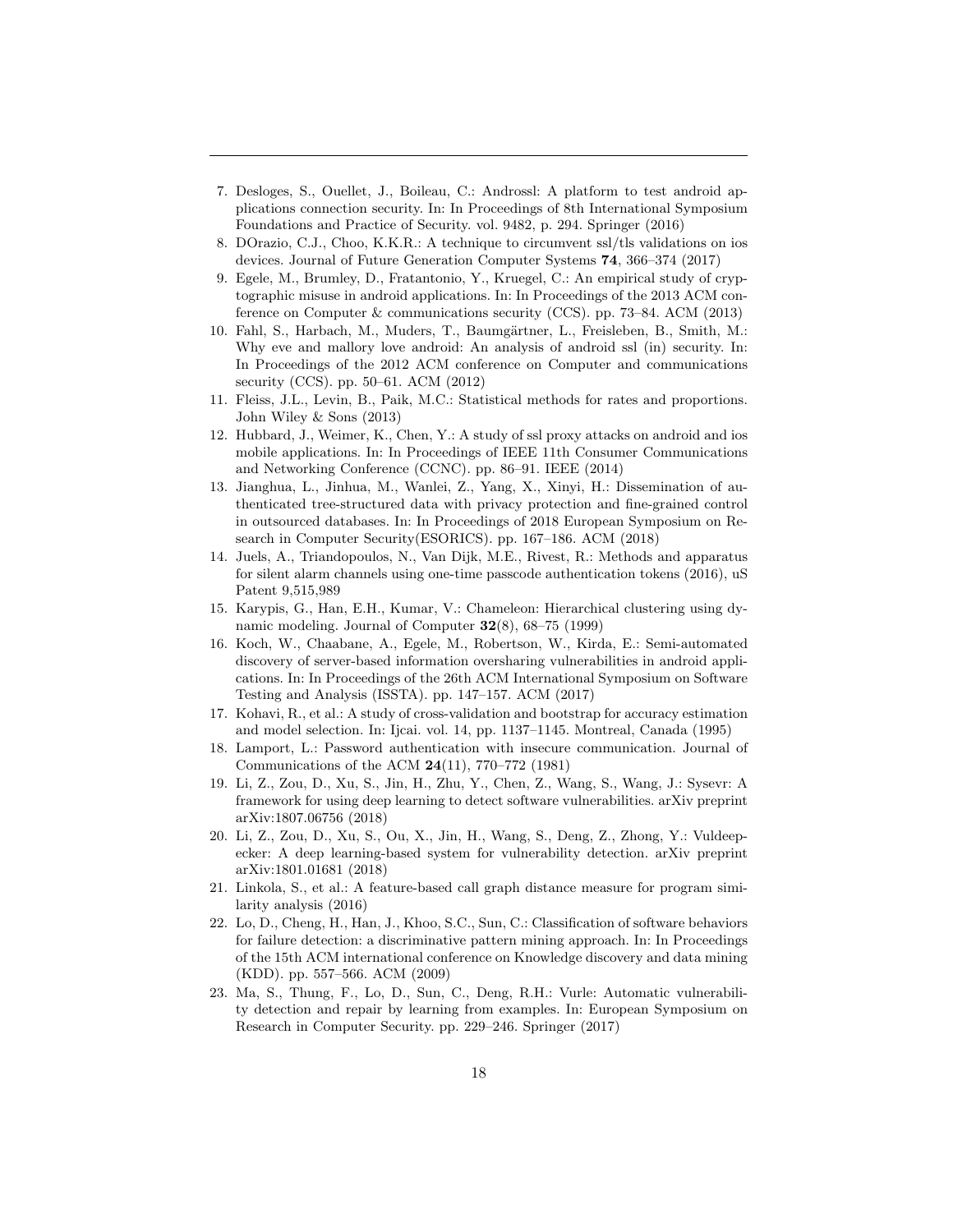7. Desloges, S., Ouellet, J., Boileau, C.: Androssl: A platform to test android applications connection security. In: In Proceedings of 8th International Symposium Foundations and Practice of Security. vol. 9482, p. 294. Springer (2016)
8. DOrazio, C.J., Choo, K.K.R.: A technique to circumvent ssl/tls validations on ios devices. Journal of Future Generation Computer Systems **74**, 366–374 (2017)
9. Egele, M., Brumley, D., Fratantonio, Y., Kruegel, C.: An empirical study of cryptographic misuse in android applications. In: In Proceedings of the 2013 ACM conference on Computer & communications security (CCS). pp. 73–84. ACM (2013)
10. Fahl, S., Harbach, M., Muders, T., Baumgärtner, L., Freisleben, B., Smith, M.: Why eve and mallory love android: An analysis of android ssl (in) security. In: In Proceedings of the 2012 ACM conference on Computer and communications security (CCS). pp. 50–61. ACM (2012)
11. Fleiss, J.L., Levin, B., Paik, M.C.: Statistical methods for rates and proportions. John Wiley & Sons (2013)
12. Hubbard, J., Weimer, K., Chen, Y.: A study of ssl proxy attacks on android and ios mobile applications. In: In Proceedings of IEEE 11th Consumer Communications and Networking Conference (CCNC). pp. 86–91. IEEE (2014)
13. Jianghua, L., Jinhua, M., Wanlei, Z., Yang, X., Xinyi, H.: Dissemination of authenticated tree-structured data with privacy protection and fine-grained control in outsourced databases. In: In Proceedings of 2018 European Symposium on Research in Computer Security(ESORICS). pp. 167–186. ACM (2018)
14. Juels, A., Triandopoulos, N., Van Dijk, M.E., Rivest, R.: Methods and apparatus for silent alarm channels using one-time passcode authentication tokens (2016), uS Patent 9,515,989
15. Karypis, G., Han, E.H., Kumar, V.: Chameleon: Hierarchical clustering using dynamic modeling. Journal of Computer **32**(8), 68–75 (1999)
16. Koch, W., Chaabane, A., Egele, M., Robertson, W., Kirda, E.: Semi-automated discovery of server-based information oversharing vulnerabilities in android applications. In: In Proceedings of the 26th ACM International Symposium on Software Testing and Analysis (ISSTA). pp. 147–157. ACM (2017)
17. Kohavi, R., et al.: A study of cross-validation and bootstrap for accuracy estimation and model selection. In: Ijcai. vol. 14, pp. 1137–1145. Montreal, Canada (1995)
18. Lamport, L.: Password authentication with insecure communication. Journal of Communications of the ACM **24**(11), 770–772 (1981)
19. Li, Z., Zou, D., Xu, S., Jin, H., Zhu, Y., Chen, Z., Wang, S., Wang, J.: Sysevr: A framework for using deep learning to detect software vulnerabilities. arXiv preprint arXiv:1807.06756 (2018)
20. Li, Z., Zou, D., Xu, S., Ou, X., Jin, H., Wang, S., Deng, Z., Zhong, Y.: Vuldeepecker: A deep learning-based system for vulnerability detection. arXiv preprint arXiv:1801.01681 (2018)
21. Linkola, S., et al.: A feature-based call graph distance measure for program similarity analysis (2016)
22. Lo, D., Cheng, H., Han, J., Khoo, S.C., Sun, C.: Classification of software behaviors for failure detection: a discriminative pattern mining approach. In: In Proceedings of the 15th ACM international conference on Knowledge discovery and data mining (KDD). pp. 557–566. ACM (2009)
23. Ma, S., Thung, F., Lo, D., Sun, C., Deng, R.H.: Vurle: Automatic vulnerability detection and repair by learning from examples. In: European Symposium on Research in Computer Security. pp. 229–246. Springer (2017)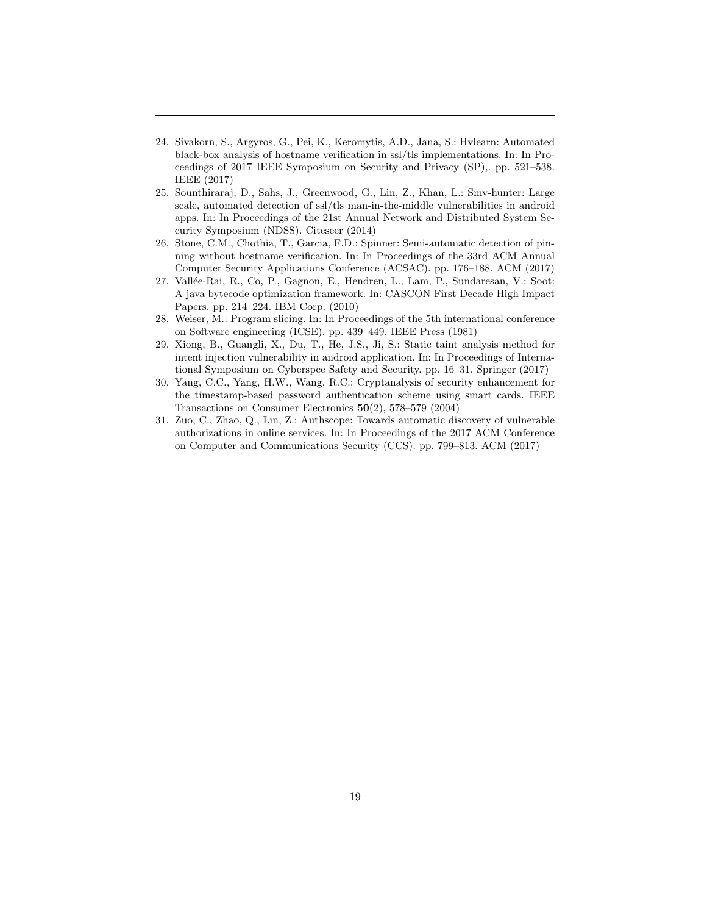24. Sivakorn, S., Argyros, G., Pei, K., Keromytis, A.D., Jana, S.: Hvlearn: Automated black-box analysis of hostname verification in ssl/tls implementations. In: In Proceedings of 2017 IEEE Symposium on Security and Privacy (SP),. pp. 521–538. IEEE (2017)
25. Sounthiraraj, D., Sahs, J., Greenwood, G., Lin, Z., Khan, L.: Smv-hunter: Large scale, automated detection of ssl/tls man-in-the-middle vulnerabilities in android apps. In: In Proceedings of the 21st Annual Network and Distributed System Security Symposium (NDSS). Citeseer (2014)
26. Stone, C.M., Chothia, T., Garcia, F.D.: Spinner: Semi-automatic detection of pinning without hostname verification. In: In Proceedings of the 33rd ACM Annual Computer Security Applications Conference (ACSAC). pp. 176–188. ACM (2017)
27. Vallée-Rai, R., Co, P., Gagnon, E., Hendren, L., Lam, P., Sundaresan, V.: Soot: A java bytecode optimization framework. In: CASCON First Decade High Impact Papers. pp. 214–224. IBM Corp. (2010)
28. Weiser, M.: Program slicing. In: In Proceedings of the 5th international conference on Software engineering (ICSE). pp. 439–449. IEEE Press (1981)
29. Xiong, B., Guangli, X., Du, T., He, J.S., Ji, S.: Static taint analysis method for intent injection vulnerability in android application. In: In Proceedings of International Symposium on Cyberspce Safety and Security. pp. 16–31. Springer (2017)
30. Yang, C.C., Yang, H.W., Wang, R.C.: Cryptanalysis of security enhancement for the timestamp-based password authentication scheme using smart cards. IEEE Transactions on Consumer Electronics **50**(2), 578–579 (2004)
31. Zuo, C., Zhao, Q., Lin, Z.: Authscope: Towards automatic discovery of vulnerable authorizations in online services. In: In Proceedings of the 2017 ACM Conference on Computer and Communications Security (CCS). pp. 799–813. ACM (2017)